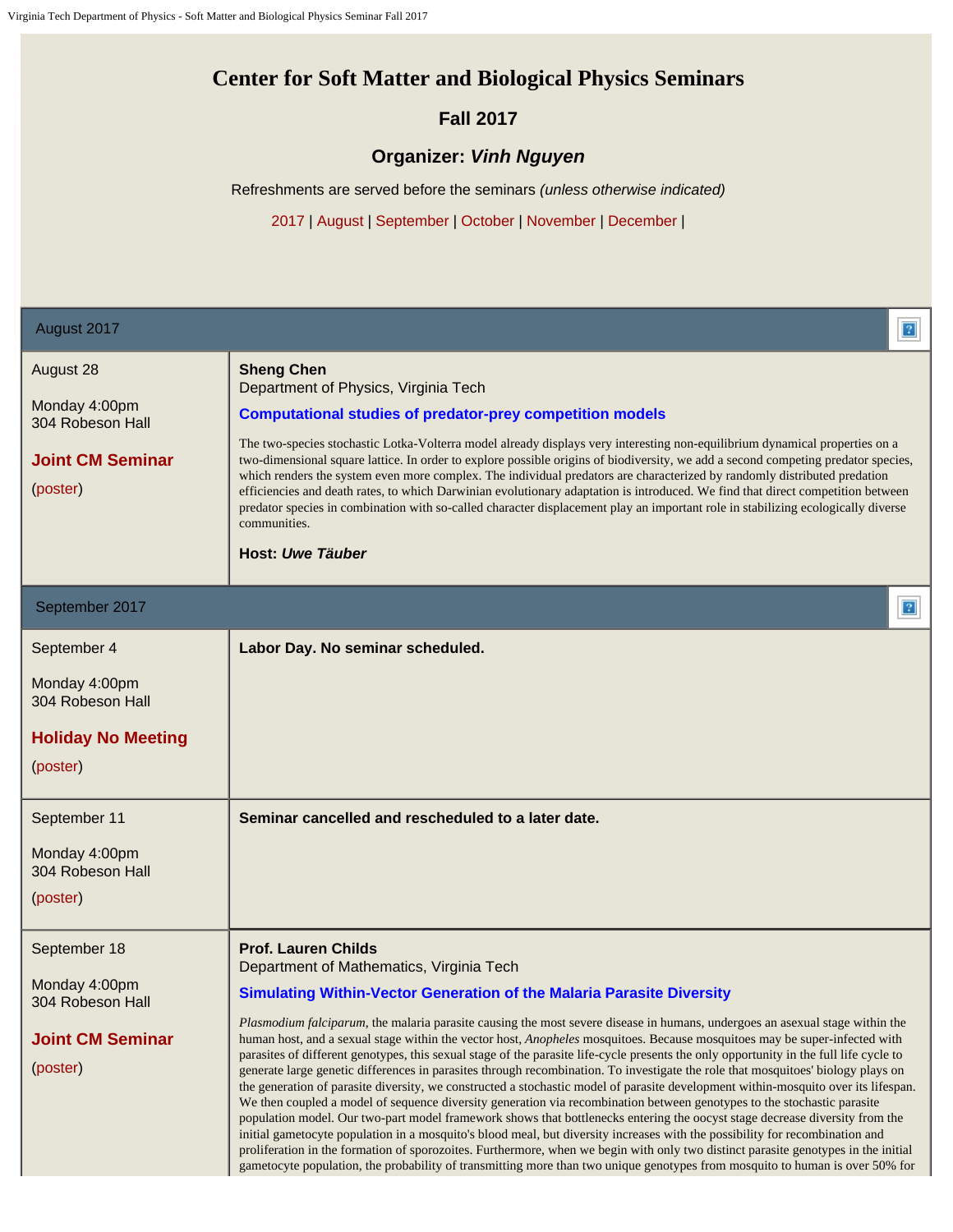# Center for Soft Matter and Biological Physics Seminars

## Fall 2017

### Organizer: *Vinh Nguyen*

Refreshments are served before the seminars *(unless otherwise indicated)*

2017 | August | September | October | November | December |

## August 2017

| | |
|---|---|
| August 28<br><br>Monday 4:00pm<br>304 Robeson Hall<br><br>**Joint CM Seminar**<br><br>(poster) | **Sheng Chen**<br>Department of Physics, Virginia Tech<br><br>**Computational studies of predator-prey competition models**<br><br>The two-species stochastic Lotka-Volterra model already displays very interesting non-equilibrium dynamical properties on a two-dimensional square lattice. In order to explore possible origins of biodiversity, we add a second competing predator species, which renders the system even more complex. The individual predators are characterized by randomly distributed predation efficiencies and death rates, to which Darwinian evolutionary adaptation is introduced. We find that direct competition between predator species in combination with so-called character displacement play an important role in stabilizing ecologically diverse communities.<br><br>**Host: *Uwe Täuber*** |

## September 2017

| | |
|---|---|
| September 4<br><br>Monday 4:00pm<br>304 Robeson Hall<br><br>**Holiday No Meeting**<br><br>(poster) | **Labor Day. No seminar scheduled.** |
| September 11<br><br>Monday 4:00pm<br>304 Robeson Hall<br><br>(poster) | **Seminar cancelled and rescheduled to a later date.** |
| September 18<br><br>Monday 4:00pm<br>304 Robeson Hall<br><br>**Joint CM Seminar**<br><br>(poster) | **Prof. Lauren Childs**<br>Department of Mathematics, Virginia Tech<br><br>**Simulating Within-Vector Generation of the Malaria Parasite Diversity**<br><br>*Plasmodium falciparum*, the malaria parasite causing the most severe disease in humans, undergoes an asexual stage within the human host, and a sexual stage within the vector host, *Anopheles* mosquitoes. Because mosquitoes may be super-infected with parasites of different genotypes, this sexual stage of the parasite life-cycle presents the only opportunity in the full life cycle to generate large genetic differences in parasites through recombination. To investigate the role that mosquitoes' biology plays on the generation of parasite diversity, we constructed a stochastic model of parasite development within-mosquito over its lifespan. We then coupled a model of sequence diversity generation via recombination between genotypes to the stochastic parasite population model. Our two-part model framework shows that bottlenecks entering the oocyst stage decrease diversity from the initial gametocyte population in a mosquito's blood meal, but diversity increases with the possibility for recombination and proliferation in the formation of sporozoites. Furthermore, when we begin with only two distinct parasite genotypes in the initial gametocyte population, the probability of transmitting more than two unique genotypes from mosquito to human is over 50% for |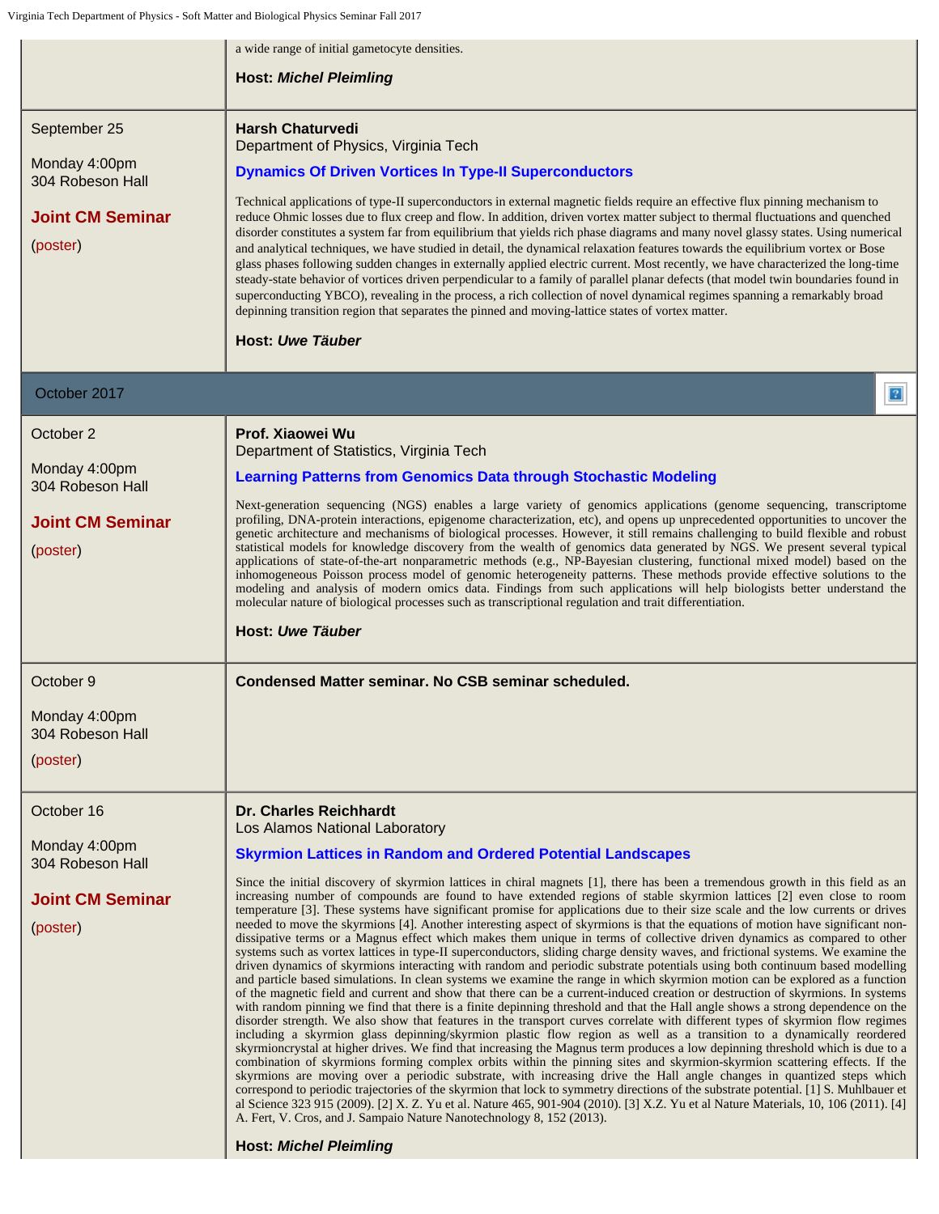a wide range of initial gametocyte densities.

**Host:** ***Michel Pleimling***

| | |
|---|---|
| September 25<br><br>Monday 4:00pm<br>304 Robeson Hall<br><br>**Joint CM Seminar**<br><br>(poster) | **Harsh Chaturvedi**<br>Department of Physics, Virginia Tech<br><br>**Dynamics Of Driven Vortices In Type-II Superconductors**<br><br>Technical applications of type-II superconductors in external magnetic fields require an effective flux pinning mechanism to reduce Ohmic losses due to flux creep and flow. In addition, driven vortex matter subject to thermal fluctuations and quenched disorder constitutes a system far from equilibrium that yields rich phase diagrams and many novel glassy states. Using numerical and analytical techniques, we have studied in detail, the dynamical relaxation features towards the equilibrium vortex or Bose glass phases following sudden changes in externally applied electric current. Most recently, we have characterized the long-time steady-state behavior of vortices driven perpendicular to a family of parallel planar defects (that model twin boundaries found in superconducting YBCO), revealing in the process, a rich collection of novel dynamical regimes spanning a remarkably broad depinning transition region that separates the pinned and moving-lattice states of vortex matter.<br><br>**Host:** ***Uwe Täuber*** |

## October 2017

| | |
|---|---|
| October 2<br><br>Monday 4:00pm<br>304 Robeson Hall<br><br>**Joint CM Seminar**<br><br>(poster) | **Prof. Xiaowei Wu**<br>Department of Statistics, Virginia Tech<br><br>**Learning Patterns from Genomics Data through Stochastic Modeling**<br><br>Next-generation sequencing (NGS) enables a large variety of genomics applications (genome sequencing, transcriptome profiling, DNA-protein interactions, epigenome characterization, etc), and opens up unprecedented opportunities to uncover the genetic architecture and mechanisms of biological processes. However, it still remains challenging to build flexible and robust statistical models for knowledge discovery from the wealth of genomics data generated by NGS. We present several typical applications of state-of-the-art nonparametric methods (e.g., NP-Bayesian clustering, functional mixed model) based on the inhomogeneous Poisson process model of genomic heterogeneity patterns. These methods provide effective solutions to the modeling and analysis of modern omics data. Findings from such applications will help biologists better understand the molecular nature of biological processes such as transcriptional regulation and trait differentiation.<br><br>**Host:** ***Uwe Täuber*** |
| October 9<br><br>Monday 4:00pm<br>304 Robeson Hall<br><br>(poster) | **Condensed Matter seminar. No CSB seminar scheduled.** |
| October 16<br><br>Monday 4:00pm<br>304 Robeson Hall<br><br>**Joint CM Seminar**<br><br>(poster) | **Dr. Charles Reichhardt**<br>Los Alamos National Laboratory<br><br>**Skyrmion Lattices in Random and Ordered Potential Landscapes**<br><br>Since the initial discovery of skyrmion lattices in chiral magnets [1], there has been a tremendous growth in this field as an increasing number of compounds are found to have extended regions of stable skyrmion lattices [2] even close to room temperature [3]. These systems have significant promise for applications due to their size scale and the low currents or drives needed to move the skyrmions [4]. Another interesting aspect of skyrmions is that the equations of motion have significant non-dissipative terms or a Magnus effect which makes them unique in terms of collective driven dynamics as compared to other systems such as vortex lattices in type-II superconductors, sliding charge density waves, and frictional systems. We examine the driven dynamics of skyrmions interacting with random and periodic substrate potentials using both continuum based modelling and particle based simulations. In clean systems we examine the range in which skyrmion motion can be explored as a function of the magnetic field and current and show that there can be a current-induced creation or destruction of skyrmions. In systems with random pinning we find that there is a finite depinning threshold and that the Hall angle shows a strong dependence on the disorder strength. We also show that features in the transport curves correlate with different types of skyrmion flow regimes including a skyrmion glass depinning/skyrmion plastic flow region as well as a transition to a dynamically reordered skyrmioncrystal at higher drives. We find that increasing the Magnus term produces a low depinning threshold which is due to a combination of skyrmions forming complex orbits within the pinning sites and skyrmion-skyrmion scattering effects. If the skyrmions are moving over a periodic substrate, with increasing drive the Hall angle changes in quantized steps which correspond to periodic trajectories of the skyrmion that lock to symmetry directions of the substrate potential. [1] S. Muhlbauer et al Science 323 915 (2009). [2] X. Z. Yu et al. Nature 465, 901-904 (2010). [3] X.Z. Yu et al Nature Materials, 10, 106 (2011). [4] A. Fert, V. Cros, and J. Sampaio Nature Nanotechnology 8, 152 (2013).<br><br>**Host:** ***Michel Pleimling*** |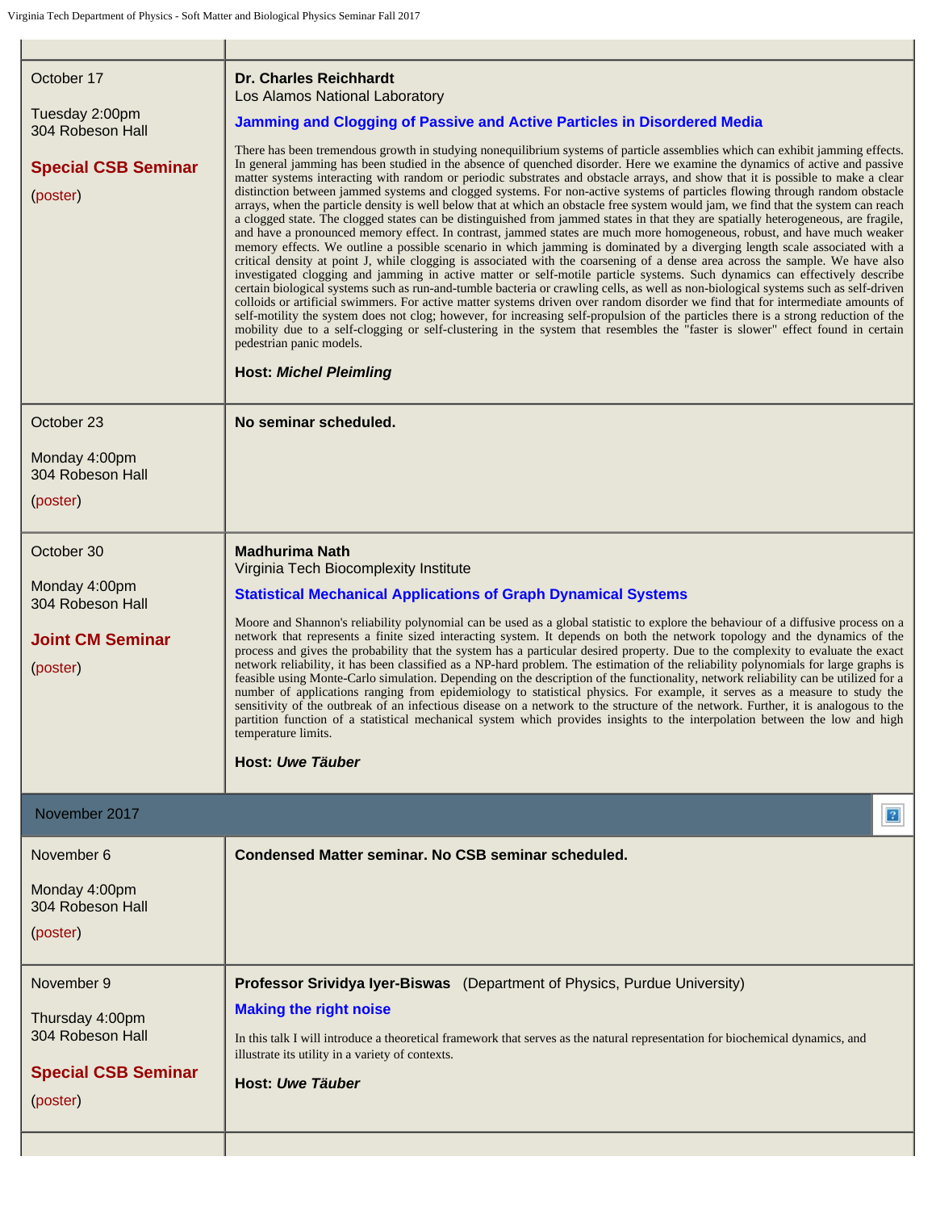| | |
|---|---|
| October 17<br><br>Tuesday 2:00pm<br>304 Robeson Hall<br><br>**Special CSB Seminar**<br><br>(poster) | **Dr. Charles Reichhardt**<br>Los Alamos National Laboratory<br><br>**Jamming and Clogging of Passive and Active Particles in Disordered Media**<br><br>There has been tremendous growth in studying nonequilibrium systems of particle assemblies which can exhibit jamming effects. In general jamming has been studied in the absence of quenched disorder. Here we examine the dynamics of active and passive matter systems interacting with random or periodic substrates and obstacle arrays, and show that it is possible to make a clear distinction between jammed systems and clogged systems. For non-active systems of particles flowing through random obstacle arrays, when the particle density is well below that at which an obstacle free system would jam, we find that the system can reach a clogged state. The clogged states can be distinguished from jammed states in that they are spatially heterogeneous, are fragile, and have a pronounced memory effect. In contrast, jammed states are much more homogeneous, robust, and have much weaker memory effects. We outline a possible scenario in which jamming is dominated by a diverging length scale associated with a critical density at point J, while clogging is associated with the coarsening of a dense area across the sample. We have also investigated clogging and jamming in active matter or self-motile particle systems. Such dynamics can effectively describe certain biological systems such as run-and-tumble bacteria or crawling cells, as well as non-biological systems such as self-driven colloids or artificial swimmers. For active matter systems driven over random disorder we find that for intermediate amounts of self-motility the system does not clog; however, for increasing self-propulsion of the particles there is a strong reduction of the mobility due to a self-clogging or self-clustering in the system that resembles the "faster is slower" effect found in certain pedestrian panic models.<br><br>**Host: *Michel Pleimling*** |
| October 23<br><br>Monday 4:00pm<br>304 Robeson Hall<br><br>(poster) | **No seminar scheduled.** |
| October 30<br><br>Monday 4:00pm<br>304 Robeson Hall<br><br>**Joint CM Seminar**<br><br>(poster) | **Madhurima Nath**<br>Virginia Tech Biocomplexity Institute<br><br>**Statistical Mechanical Applications of Graph Dynamical Systems**<br><br>Moore and Shannon's reliability polynomial can be used as a global statistic to explore the behaviour of a diffusive process on a network that represents a finite sized interacting system. It depends on both the network topology and the dynamics of the process and gives the probability that the system has a particular desired property. Due to the complexity to evaluate the exact network reliability, it has been classified as a NP-hard problem. The estimation of the reliability polynomials for large graphs is feasible using Monte-Carlo simulation. Depending on the description of the functionality, network reliability can be utilized for a number of applications ranging from epidemiology to statistical physics. For example, it serves as a measure to study the sensitivity of the outbreak of an infectious disease on a network to the structure of the network. Further, it is analogous to the partition function of a statistical mechanical system which provides insights to the interpolation between the low and high temperature limits.<br><br>**Host: *Uwe Täuber*** |
| **November 2017** | |
| November 6<br><br>Monday 4:00pm<br>304 Robeson Hall<br><br>(poster) | **Condensed Matter seminar. No CSB seminar scheduled.** |
| November 9<br><br>Thursday 4:00pm<br>304 Robeson Hall<br><br>**Special CSB Seminar**<br><br>(poster) | **Professor Srividya Iyer-Biswas** (Department of Physics, Purdue University)<br><br>**Making the right noise**<br><br>In this talk I will introduce a theoretical framework that serves as the natural representation for biochemical dynamics, and illustrate its utility in a variety of contexts.<br><br>**Host: *Uwe Täuber*** |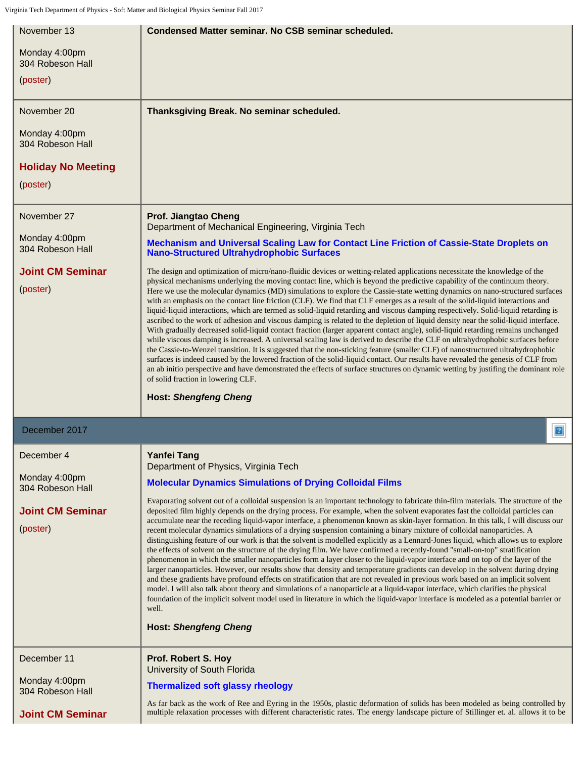| | |
|---|---|
| November 13<br><br>Monday 4:00pm<br>304 Robeson Hall<br><br>(poster) | **Condensed Matter seminar. No CSB seminar scheduled.** |
| November 20<br><br>Monday 4:00pm<br>304 Robeson Hall<br><br>**Holiday No Meeting**<br><br>(poster) | **Thanksgiving Break. No seminar scheduled.** |
| November 27<br><br>Monday 4:00pm<br>304 Robeson Hall<br><br>**Joint CM Seminar**<br><br>(poster) | **Prof. Jiangtao Cheng**<br>Department of Mechanical Engineering, Virginia Tech<br><br>**Mechanism and Universal Scaling Law for Contact Line Friction of Cassie-State Droplets on Nano-Structured Ultrahydrophobic Surfaces**<br><br>The design and optimization of micro/nano-fluidic devices or wetting-related applications necessitate the knowledge of the physical mechanisms underlying the moving contact line, which is beyond the predictive capability of the continuum theory. Here we use the molecular dynamics (MD) simulations to explore the Cassie-state wetting dynamics on nano-structured surfaces with an emphasis on the contact line friction (CLF). We find that CLF emerges as a result of the solid-liquid interactions and liquid-liquid interactions, which are termed as solid-liquid retarding and viscous damping respectively. Solid-liquid retarding is ascribed to the work of adhesion and viscous damping is related to the depletion of liquid density near the solid-liquid interface. With gradually decreased solid-liquid contact fraction (larger apparent contact angle), solid-liquid retarding remains unchanged while viscous damping is increased. A universal scaling law is derived to describe the CLF on ultrahydrophobic surfaces before the Cassie-to-Wenzel transition. It is suggested that the non-sticking feature (smaller CLF) of nanostructured ultrahydrophobic surfaces is indeed caused by the lowered fraction of the solid-liquid contact. Our results have revealed the genesis of CLF from an ab initio perspective and have demonstrated the effects of surface structures on dynamic wetting by justifying the dominant role of solid fraction in lowering CLF.<br><br>**Host:** ***Shengfeng Cheng*** |
| **December 2017** | |
| December 4<br><br>Monday 4:00pm<br>304 Robeson Hall<br><br>**Joint CM Seminar**<br><br>(poster) | **Yanfei Tang**<br>Department of Physics, Virginia Tech<br><br>**Molecular Dynamics Simulations of Drying Colloidal Films**<br><br>Evaporating solvent out of a colloidal suspension is an important technology to fabricate thin-film materials. The structure of the deposited film highly depends on the drying process. For example, when the solvent evaporates fast the colloidal particles can accumulate near the receding liquid-vapor interface, a phenomenon known as skin-layer formation. In this talk, I will discuss our recent molecular dynamics simulations of a drying suspension containing a binary mixture of colloidal nanoparticles. A distinguishing feature of our work is that the solvent is modelled explicitly as a Lennard-Jones liquid, which allows us to explore the effects of solvent on the structure of the drying film. We have confirmed a recently-found "small-on-top" stratification phenomenon in which the smaller nanoparticles form a layer closer to the liquid-vapor interface and on top of the layer of the larger nanoparticles. However, our results show that density and temperature gradients can develop in the solvent during drying and these gradients have profound effects on stratification that are not revealed in previous work based on an implicit solvent model. I will also talk about theory and simulations of a nanoparticle at a liquid-vapor interface, which clarifies the physical foundation of the implicit solvent model used in literature in which the liquid-vapor interface is modeled as a potential barrier or well.<br><br>**Host:** ***Shengfeng Cheng*** |
| December 11<br><br>Monday 4:00pm<br>304 Robeson Hall<br><br>**Joint CM Seminar** | **Prof. Robert S. Hoy**<br>University of South Florida<br><br>**Thermalized soft glassy rheology**<br><br>As far back as the work of Ree and Eyring in the 1950s, plastic deformation of solids has been modeled as being controlled by multiple relaxation processes with different characteristic rates. The energy landscape picture of Stillinger et. al. allows it to be |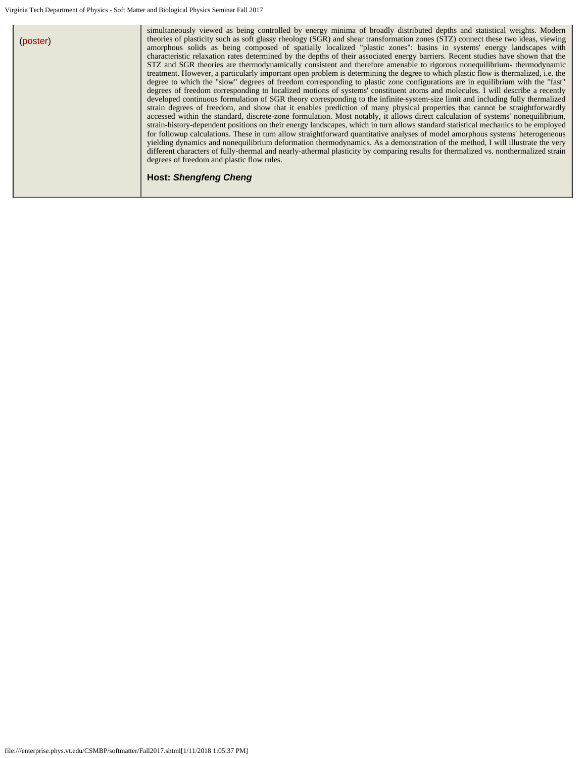| | |
|---|---|
| (poster) | simultaneously viewed as being controlled by energy minima of broadly distributed depths and statistical weights. Modern theories of plasticity such as soft glassy rheology (SGR) and shear transformation zones (STZ) connect these two ideas, viewing amorphous solids as being composed of spatially localized "plastic zones": basins in systems' energy landscapes with characteristic relaxation rates determined by the depths of their associated energy barriers. Recent studies have shown that the STZ and SGR theories are thermodynamically consistent and therefore amenable to rigorous nonequilibrium- thermodynamic treatment. However, a particularly important open problem is determining the degree to which plastic flow is thermalized, i.e. the degree to which the "slow" degrees of freedom corresponding to plastic zone configurations are in equilibrium with the "fast" degrees of freedom corresponding to localized motions of systems' constituent atoms and molecules. I will describe a recently developed continuous formulation of SGR theory corresponding to the infinite-system-size limit and including fully thermalized strain degrees of freedom, and show that it enables prediction of many physical properties that cannot be straightforwardly accessed within the standard, discrete-zone formulation. Most notably, it allows direct calculation of systems' nonequilibrium, strain-history-dependent positions on their energy landscapes, which in turn allows standard statistical mechanics to be employed for followup calculations. These in turn allow straightforward quantitative analyses of model amorphous systems' heterogeneous yielding dynamics and nonequilibrium deformation thermodynamics. As a demonstration of the method, I will illustrate the very different characters of fully-thermal and nearly-athermal plasticity by comparing results for thermalized vs. nonthermalized strain degrees of freedom and plastic flow rules.<br><br>**Host: *Shengfeng Cheng*** |